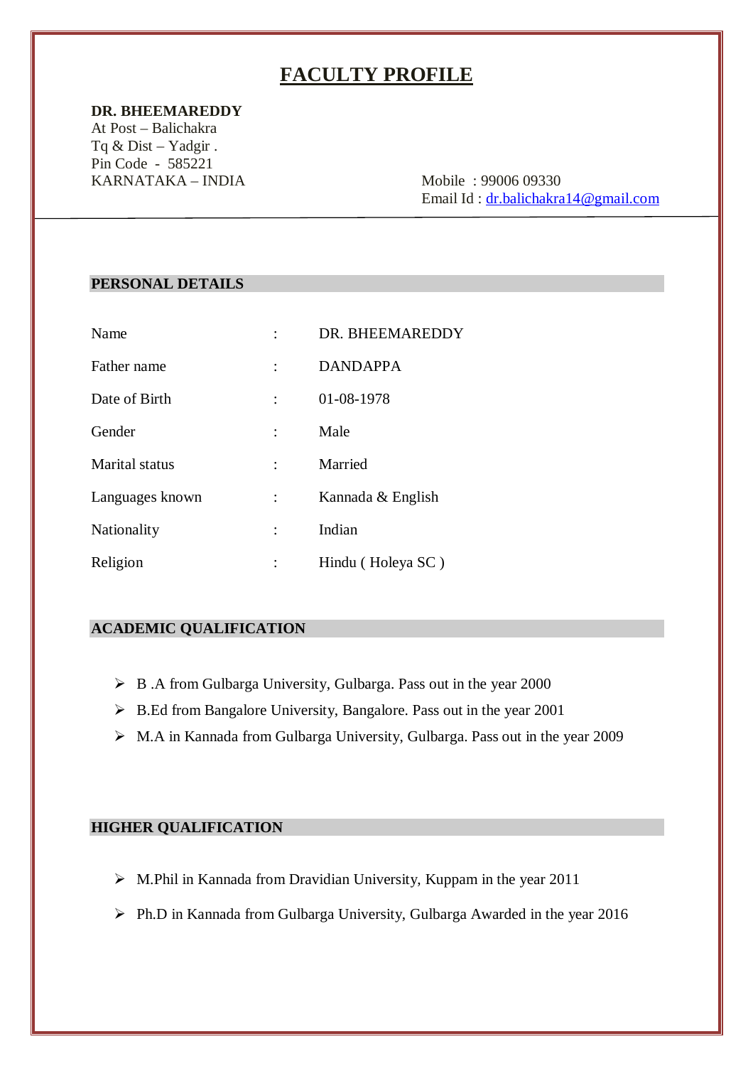# FACULTY PROFILE

**DR. BHEEMAREDDY**
At Post – Balichakra
Tq & Dist – Yadgir .
Pin Code - 585221
KARNATAKA – INDIA

Mobile : 99006 09330
Email Id : dr.balichakra14@gmail.com

---

## PERSONAL DETAILS

| | | |
|---|---|---|
| Name | : | DR. BHEEMAREDDY |
| Father name | : | DANDAPPA |
| Date of Birth | : | 01-08-1978 |
| Gender | : | Male |
| Marital status | : | Married |
| Languages known | : | Kannada & English |
| Nationality | : | Indian |
| Religion | : | Hindu ( Holeya SC ) |

## ACADEMIC QUALIFICATION

- B .A from Gulbarga University, Gulbarga. Pass out in the year 2000
- B.Ed from Bangalore University, Bangalore. Pass out in the year 2001
- M.A in Kannada from Gulbarga University, Gulbarga. Pass out in the year 2009

## HIGHER QUALIFICATION

- M.Phil in Kannada from Dravidian University, Kuppam in the year 2011
- Ph.D in Kannada from Gulbarga University, Gulbarga Awarded in the year 2016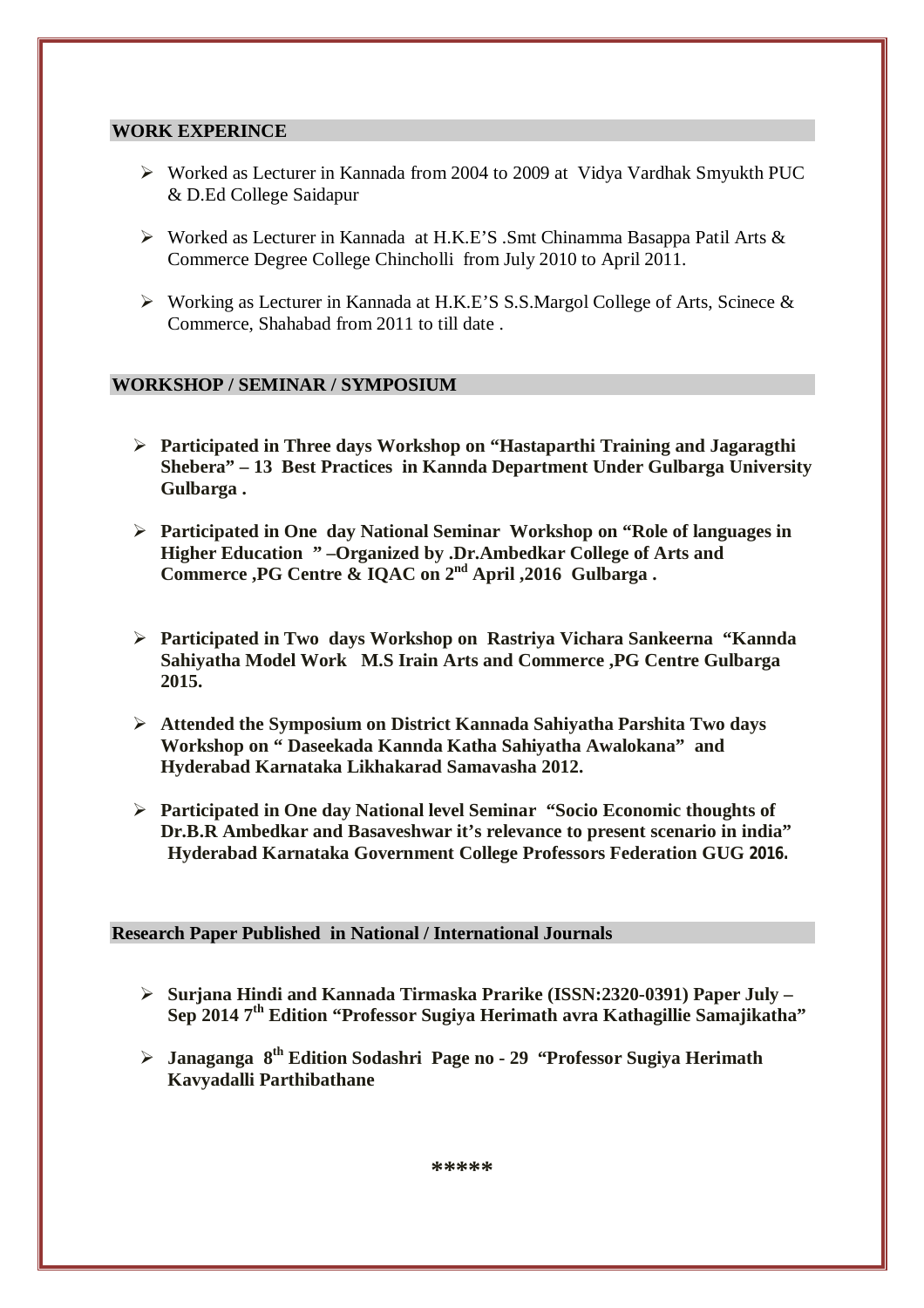## WORK EXPERINCE

- Worked as Lecturer in Kannada from 2004 to 2009 at Vidya Vardhak Smyukth PUC & D.Ed College Saidapur
- Worked as Lecturer in Kannada at H.K.E'S .Smt Chinamma Basappa Patil Arts & Commerce Degree College Chincholli from July 2010 to April 2011.
- Working as Lecturer in Kannada at H.K.E'S S.S.Margol College of Arts, Scinece & Commerce, Shahabad from 2011 to till date .

## WORKSHOP / SEMINAR / SYMPOSIUM

- **Participated in Three days Workshop on "Hastaparthi Training and Jagaragthi Shebera" – 13 Best Practices in Kannda Department Under Gulbarga University Gulbarga .**
- **Participated in One day National Seminar Workshop on "Role of languages in Higher Education " –Organized by .Dr.Ambedkar College of Arts and Commerce ,PG Centre & IQAC on 2nd April ,2016 Gulbarga .**
- **Participated in Two days Workshop on Rastriya Vichara Sankeerna "Kannda Sahiyatha Model Work M.S Irain Arts and Commerce ,PG Centre Gulbarga 2015.**
- **Attended the Symposium on District Kannada Sahiyatha Parshita Two days Workshop on " Daseekada Kannda Katha Sahiyatha Awalokana" and Hyderabad Karnataka Likhakarad Samavasha 2012.**
- **Participated in One day National level Seminar "Socio Economic thoughts of Dr.B.R Ambedkar and Basaveshwar it's relevance to present scenario in india" Hyderabad Karnataka Government College Professors Federation GUG 2016.**

## Research Paper Published in National / International Journals

- **Surjana Hindi and Kannada Tirmaska Prarike (ISSN:2320-0391) Paper July – Sep 2014 7th Edition "Professor Sugiya Herimath avra Kathagillie Samajikatha"**
- **Janaganga 8th Edition Sodashri Page no - 29 "Professor Sugiya Herimath Kavyadalli Parthibathane**

\*\*\*\*\*